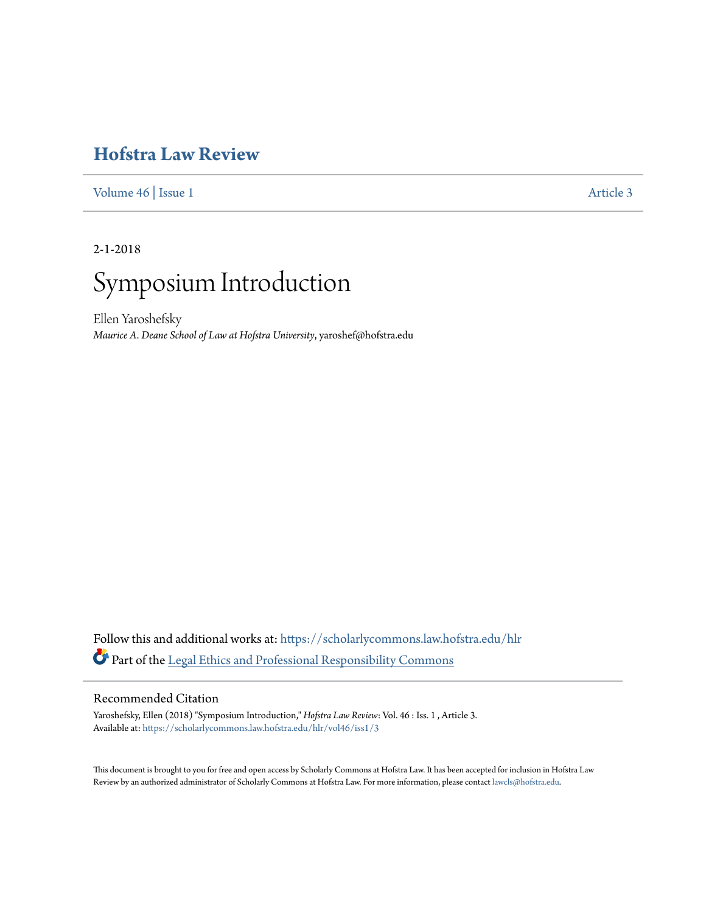# Hofstra Law Review

Volume 46 | Issue 1 Article 3

2-1-2018

# Symposium Introduction

Ellen Yaroshefsky
*Maurice A. Deane School of Law at Hofstra University*, yaroshef@hofstra.edu

Follow this and additional works at: https://scholarlycommons.law.hofstra.edu/hlr

Part of the Legal Ethics and Professional Responsibility Commons

## Recommended Citation

Yaroshefsky, Ellen (2018) "Symposium Introduction," *Hofstra Law Review*: Vol. 46 : Iss. 1 , Article 3.
Available at: https://scholarlycommons.law.hofstra.edu/hlr/vol46/iss1/3

This document is brought to you for free and open access by Scholarly Commons at Hofstra Law. It has been accepted for inclusion in Hofstra Law Review by an authorized administrator of Scholarly Commons at Hofstra Law. For more information, please contact lawcls@hofstra.edu.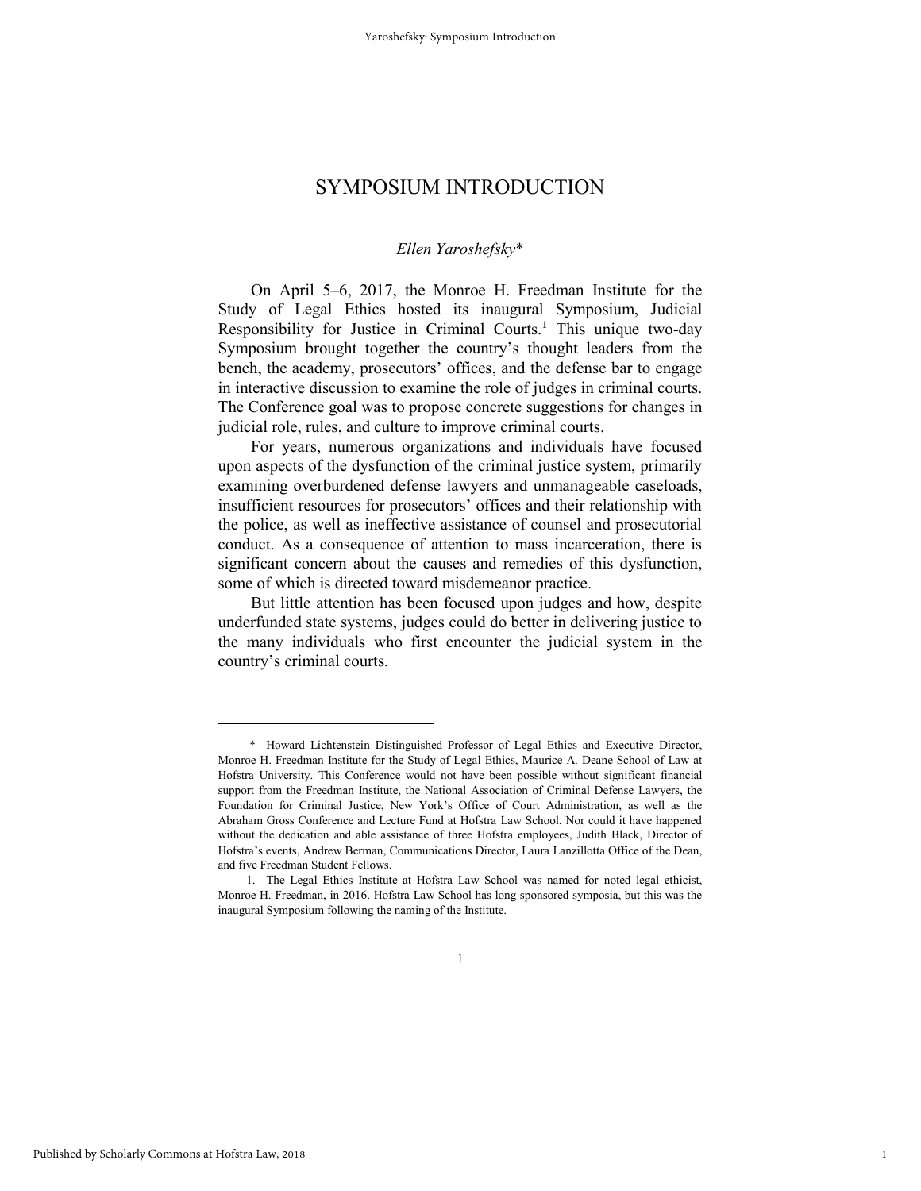# SYMPOSIUM INTRODUCTION

*Ellen Yaroshefsky**

On April 5–6, 2017, the Monroe H. Freedman Institute for the Study of Legal Ethics hosted its inaugural Symposium, Judicial Responsibility for Justice in Criminal Courts.[1] This unique two-day Symposium brought together the country's thought leaders from the bench, the academy, prosecutors' offices, and the defense bar to engage in interactive discussion to examine the role of judges in criminal courts. The Conference goal was to propose concrete suggestions for changes in judicial role, rules, and culture to improve criminal courts.

For years, numerous organizations and individuals have focused upon aspects of the dysfunction of the criminal justice system, primarily examining overburdened defense lawyers and unmanageable caseloads, insufficient resources for prosecutors' offices and their relationship with the police, as well as ineffective assistance of counsel and prosecutorial conduct. As a consequence of attention to mass incarceration, there is significant concern about the causes and remedies of this dysfunction, some of which is directed toward misdemeanor practice.

But little attention has been focused upon judges and how, despite underfunded state systems, judges could do better in delivering justice to the many individuals who first encounter the judicial system in the country's criminal courts.

---

\* Howard Lichtenstein Distinguished Professor of Legal Ethics and Executive Director, Monroe H. Freedman Institute for the Study of Legal Ethics, Maurice A. Deane School of Law at Hofstra University. This Conference would not have been possible without significant financial support from the Freedman Institute, the National Association of Criminal Defense Lawyers, the Foundation for Criminal Justice, New York's Office of Court Administration, as well as the Abraham Gross Conference and Lecture Fund at Hofstra Law School. Nor could it have happened without the dedication and able assistance of three Hofstra employees, Judith Black, Director of Hofstra's events, Andrew Berman, Communications Director, Laura Lanzillotta Office of the Dean, and five Freedman Student Fellows.

1. The Legal Ethics Institute at Hofstra Law School was named for noted legal ethicist, Monroe H. Freedman, in 2016. Hofstra Law School has long sponsored symposia, but this was the inaugural Symposium following the naming of the Institute.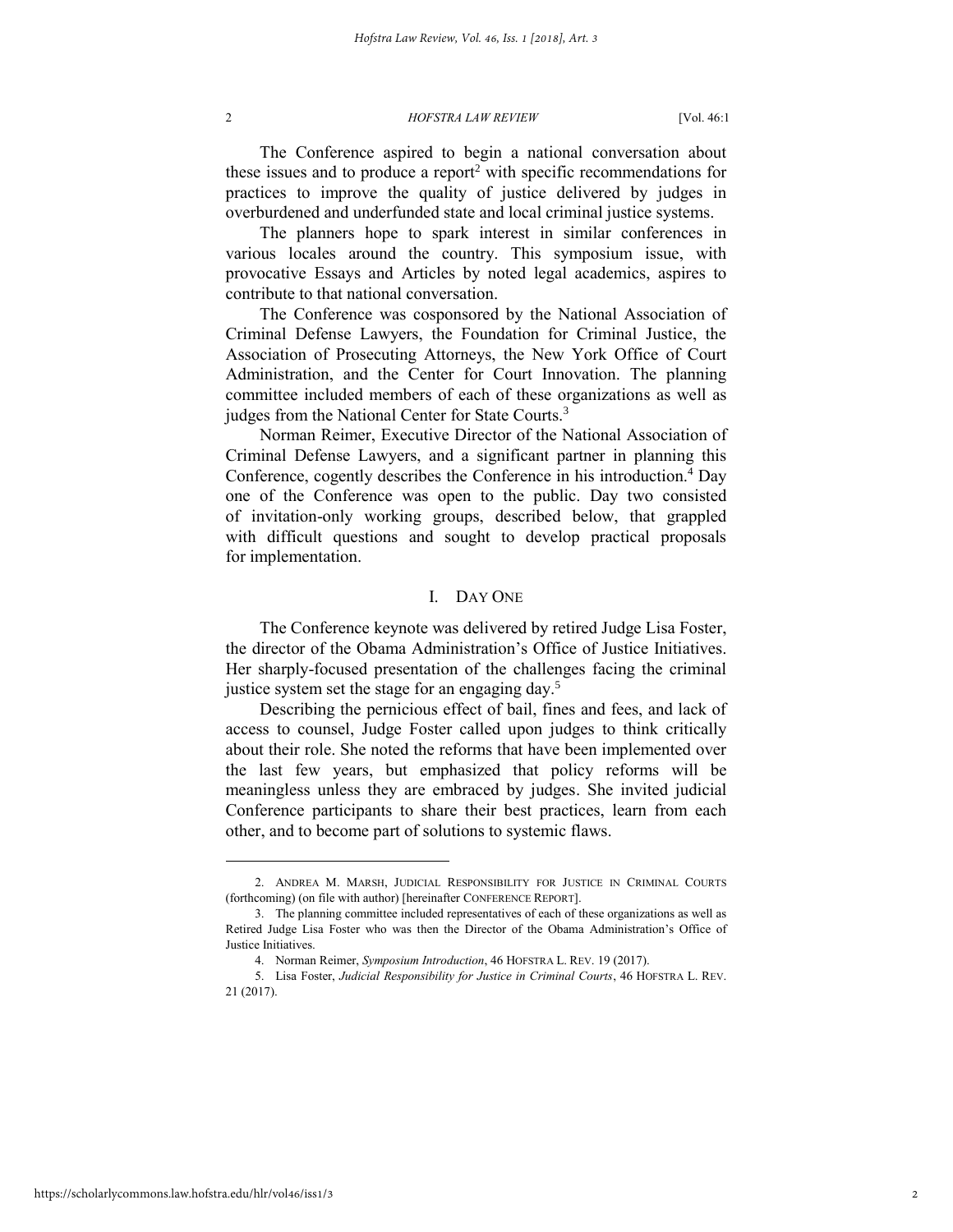The Conference aspired to begin a national conversation about these issues and to produce a report[2] with specific recommendations for practices to improve the quality of justice delivered by judges in overburdened and underfunded state and local criminal justice systems.

The planners hope to spark interest in similar conferences in various locales around the country. This symposium issue, with provocative Essays and Articles by noted legal academics, aspires to contribute to that national conversation.

The Conference was cosponsored by the National Association of Criminal Defense Lawyers, the Foundation for Criminal Justice, the Association of Prosecuting Attorneys, the New York Office of Court Administration, and the Center for Court Innovation. The planning committee included members of each of these organizations as well as judges from the National Center for State Courts.[3]

Norman Reimer, Executive Director of the National Association of Criminal Defense Lawyers, and a significant partner in planning this Conference, cogently describes the Conference in his introduction.[4] Day one of the Conference was open to the public. Day two consisted of invitation-only working groups, described below, that grappled with difficult questions and sought to develop practical proposals for implementation.

## I. DAY ONE

The Conference keynote was delivered by retired Judge Lisa Foster, the director of the Obama Administration's Office of Justice Initiatives. Her sharply-focused presentation of the challenges facing the criminal justice system set the stage for an engaging day.[5]

Describing the pernicious effect of bail, fines and fees, and lack of access to counsel, Judge Foster called upon judges to think critically about their role. She noted the reforms that have been implemented over the last few years, but emphasized that policy reforms will be meaningless unless they are embraced by judges. She invited judicial Conference participants to share their best practices, learn from each other, and to become part of solutions to systemic flaws.

---

2. ANDREA M. MARSH, JUDICIAL RESPONSIBILITY FOR JUSTICE IN CRIMINAL COURTS (forthcoming) (on file with author) [hereinafter CONFERENCE REPORT].

3. The planning committee included representatives of each of these organizations as well as Retired Judge Lisa Foster who was then the Director of the Obama Administration's Office of Justice Initiatives.

4. Norman Reimer, *Symposium Introduction*, 46 HOFSTRA L. REV. 19 (2017).

5. Lisa Foster, *Judicial Responsibility for Justice in Criminal Courts*, 46 HOFSTRA L. REV. 21 (2017).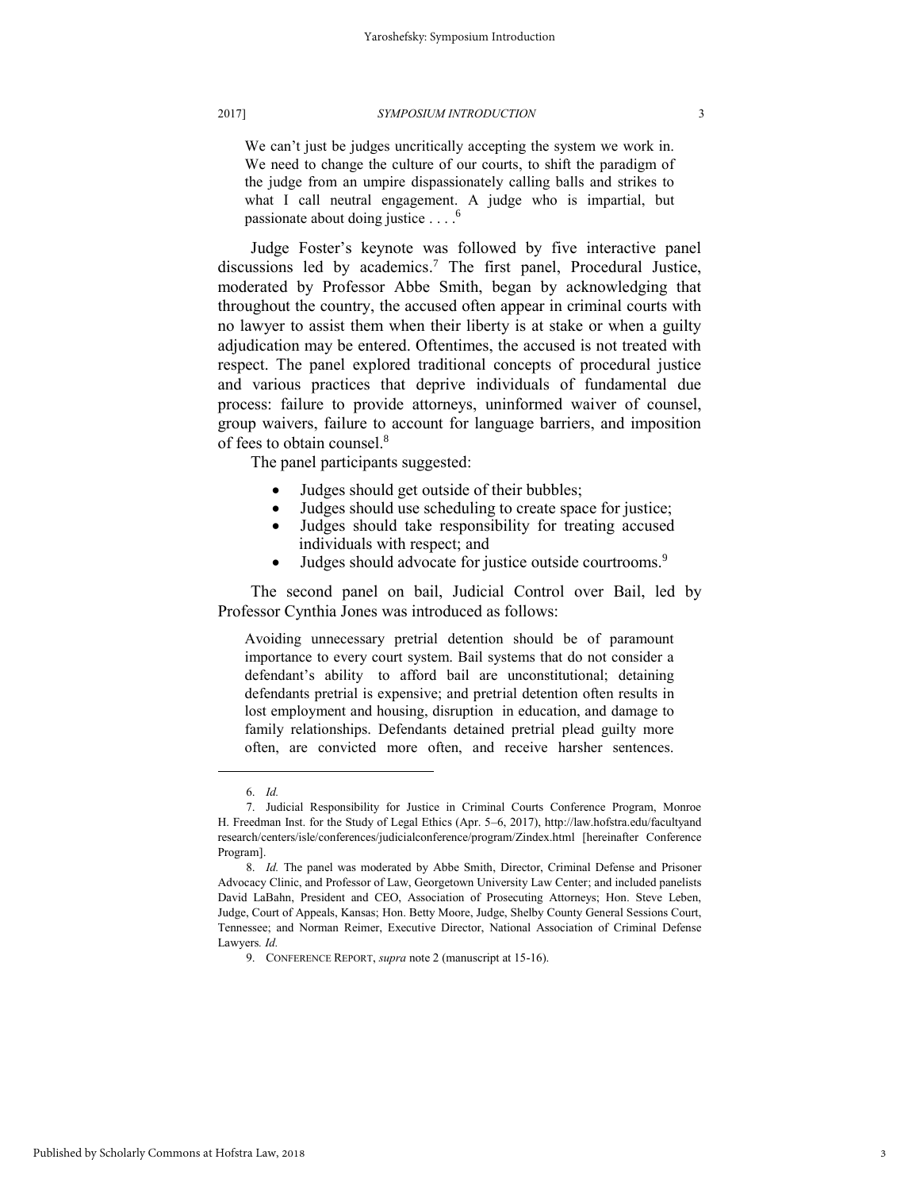> We can't just be judges uncritically accepting the system we work in. We need to change the culture of our courts, to shift the paradigm of the judge from an umpire dispassionately calling balls and strikes to what I call neutral engagement. A judge who is impartial, but passionate about doing justice . . . .[6]

Judge Foster's keynote was followed by five interactive panel discussions led by academics.[7] The first panel, Procedural Justice, moderated by Professor Abbe Smith, began by acknowledging that throughout the country, the accused often appear in criminal courts with no lawyer to assist them when their liberty is at stake or when a guilty adjudication may be entered. Oftentimes, the accused is not treated with respect. The panel explored traditional concepts of procedural justice and various practices that deprive individuals of fundamental due process: failure to provide attorneys, uninformed waiver of counsel, group waivers, failure to account for language barriers, and imposition of fees to obtain counsel.[8]

The panel participants suggested:

- Judges should get outside of their bubbles;
- Judges should use scheduling to create space for justice;
- Judges should take responsibility for treating accused individuals with respect; and
- Judges should advocate for justice outside courtrooms.[9]

The second panel on bail, Judicial Control over Bail, led by Professor Cynthia Jones was introduced as follows:

> Avoiding unnecessary pretrial detention should be of paramount importance to every court system. Bail systems that do not consider a defendant's ability to afford bail are unconstitutional; detaining defendants pretrial is expensive; and pretrial detention often results in lost employment and housing, disruption in education, and damage to family relationships. Defendants detained pretrial plead guilty more often, are convicted more often, and receive harsher sentences.

---

6. *Id.*

7. Judicial Responsibility for Justice in Criminal Courts Conference Program, Monroe H. Freedman Inst. for the Study of Legal Ethics (Apr. 5–6, 2017), http://law.hofstra.edu/facultyandresearch/centers/isle/conferences/judicialconference/program/Zindex.html [hereinafter Conference Program].

8. *Id.* The panel was moderated by Abbe Smith, Director, Criminal Defense and Prisoner Advocacy Clinic, and Professor of Law, Georgetown University Law Center; and included panelists David LaBahn, President and CEO, Association of Prosecuting Attorneys; Hon. Steve Leben, Judge, Court of Appeals, Kansas; Hon. Betty Moore, Judge, Shelby County General Sessions Court, Tennessee; and Norman Reimer, Executive Director, National Association of Criminal Defense Lawyers. *Id.*

9. CONFERENCE REPORT, *supra* note 2 (manuscript at 15-16).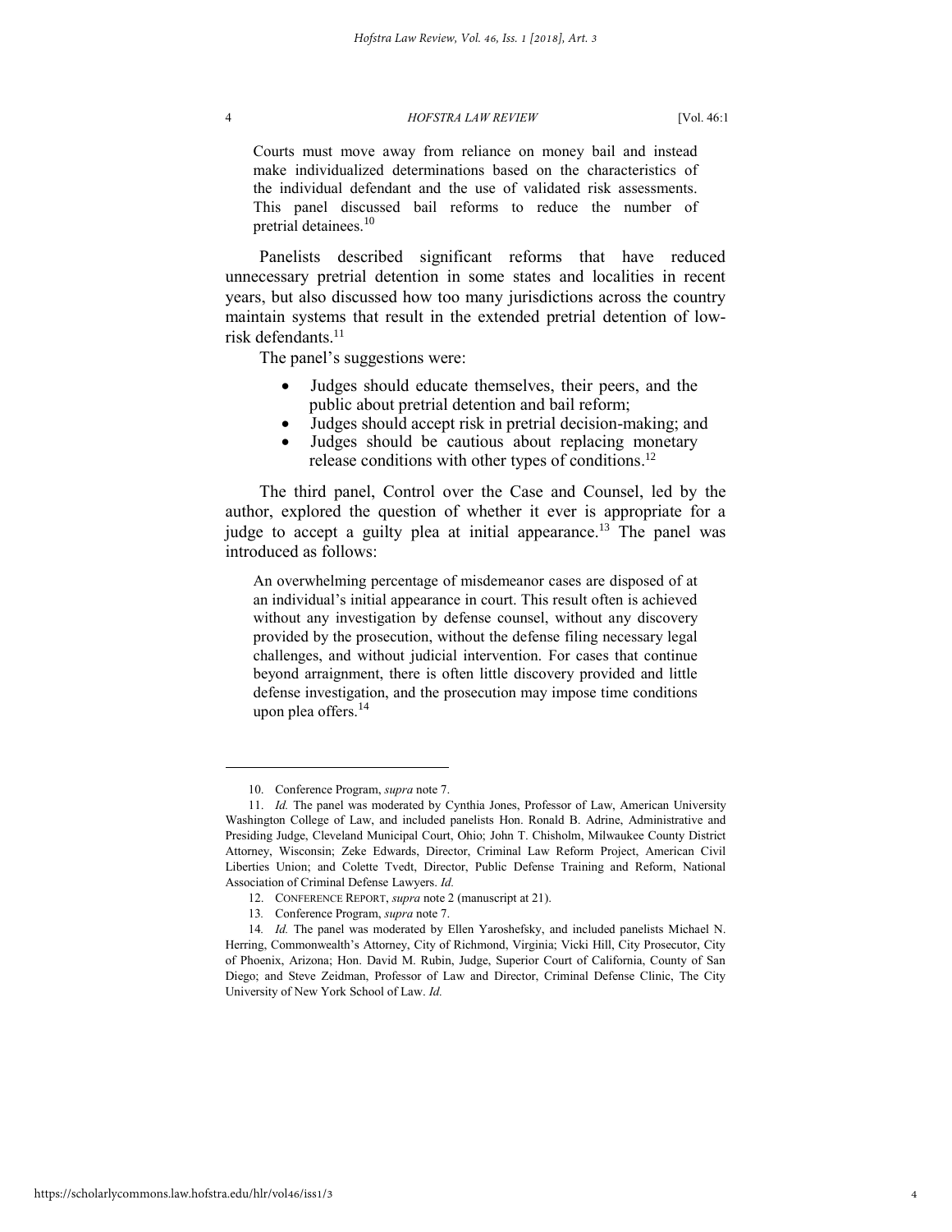> Courts must move away from reliance on money bail and instead make individualized determinations based on the characteristics of the individual defendant and the use of validated risk assessments. This panel discussed bail reforms to reduce the number of pretrial detainees.[10]

Panelists described significant reforms that have reduced unnecessary pretrial detention in some states and localities in recent years, but also discussed how too many jurisdictions across the country maintain systems that result in the extended pretrial detention of low-risk defendants.[11]

The panel's suggestions were:

- Judges should educate themselves, their peers, and the public about pretrial detention and bail reform;
- Judges should accept risk in pretrial decision-making; and
- Judges should be cautious about replacing monetary release conditions with other types of conditions.[12]

The third panel, Control over the Case and Counsel, led by the author, explored the question of whether it ever is appropriate for a judge to accept a guilty plea at initial appearance.[13] The panel was introduced as follows:

> An overwhelming percentage of misdemeanor cases are disposed of at an individual's initial appearance in court. This result often is achieved without any investigation by defense counsel, without any discovery provided by the prosecution, without the defense filing necessary legal challenges, and without judicial intervention. For cases that continue beyond arraignment, there is often little discovery provided and little defense investigation, and the prosecution may impose time conditions upon plea offers.[14]

---

10. Conference Program, *supra* note 7.

11. *Id.* The panel was moderated by Cynthia Jones, Professor of Law, American University Washington College of Law, and included panelists Hon. Ronald B. Adrine, Administrative and Presiding Judge, Cleveland Municipal Court, Ohio; John T. Chisholm, Milwaukee County District Attorney, Wisconsin; Zeke Edwards, Director, Criminal Law Reform Project, American Civil Liberties Union; and Colette Tvedt, Director, Public Defense Training and Reform, National Association of Criminal Defense Lawyers. *Id.*

12. CONFERENCE REPORT, *supra* note 2 (manuscript at 21).

13. Conference Program, *supra* note 7.

14. *Id.* The panel was moderated by Ellen Yaroshefsky, and included panelists Michael N. Herring, Commonwealth's Attorney, City of Richmond, Virginia; Vicki Hill, City Prosecutor, City of Phoenix, Arizona; Hon. David M. Rubin, Judge, Superior Court of California, County of San Diego; and Steve Zeidman, Professor of Law and Director, Criminal Defense Clinic, The City University of New York School of Law. *Id.*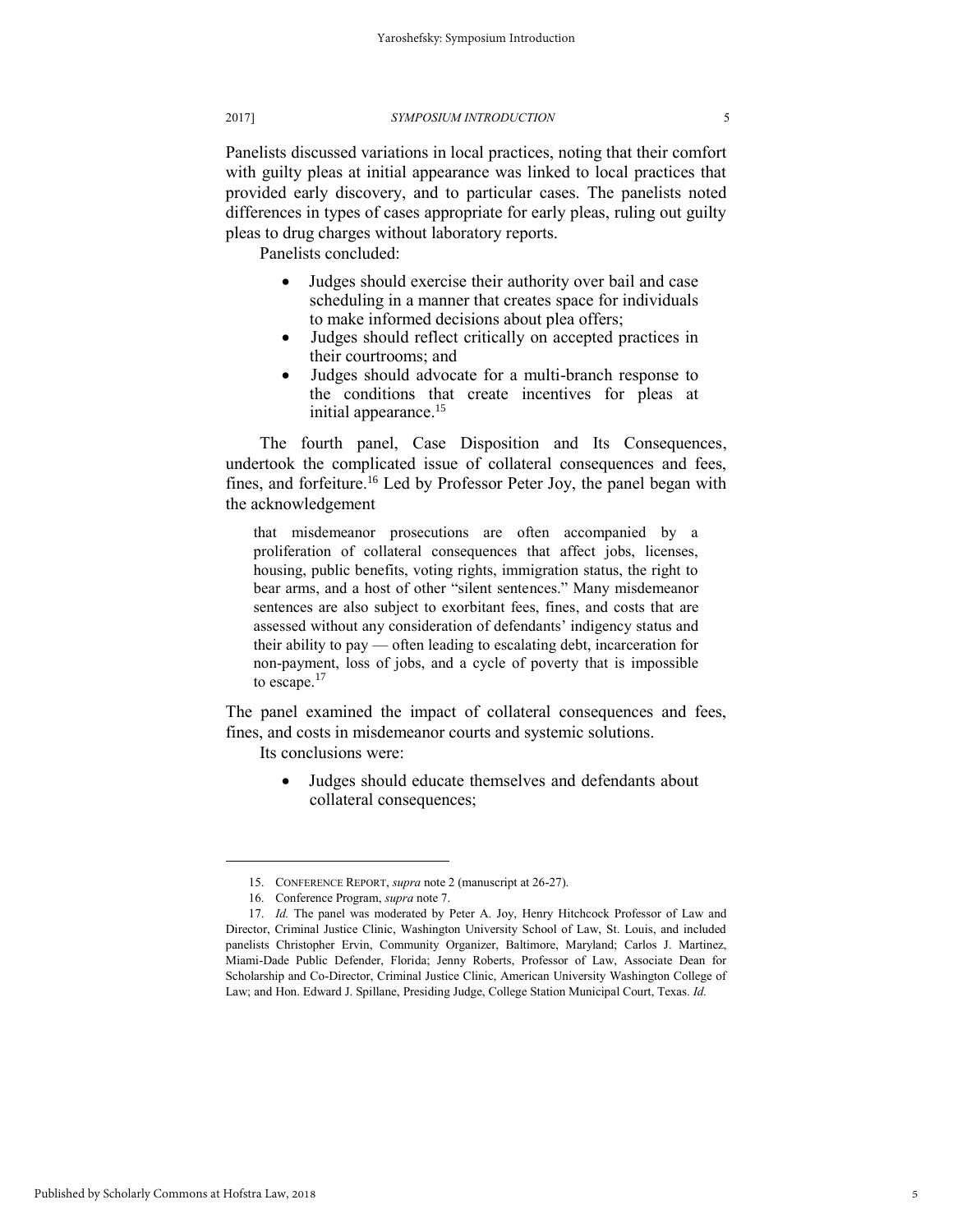Panelists discussed variations in local practices, noting that their comfort with guilty pleas at initial appearance was linked to local practices that provided early discovery, and to particular cases. The panelists noted differences in types of cases appropriate for early pleas, ruling out guilty pleas to drug charges without laboratory reports.

Panelists concluded:

- Judges should exercise their authority over bail and case scheduling in a manner that creates space for individuals to make informed decisions about plea offers;
- Judges should reflect critically on accepted practices in their courtrooms; and
- Judges should advocate for a multi-branch response to the conditions that create incentives for pleas at initial appearance.[15]

The fourth panel, Case Disposition and Its Consequences, undertook the complicated issue of collateral consequences and fees, fines, and forfeiture.[16] Led by Professor Peter Joy, the panel began with the acknowledgement

> that misdemeanor prosecutions are often accompanied by a proliferation of collateral consequences that affect jobs, licenses, housing, public benefits, voting rights, immigration status, the right to bear arms, and a host of other "silent sentences." Many misdemeanor sentences are also subject to exorbitant fees, fines, and costs that are assessed without any consideration of defendants' indigency status and their ability to pay — often leading to escalating debt, incarceration for non-payment, loss of jobs, and a cycle of poverty that is impossible to escape.[17]

The panel examined the impact of collateral consequences and fees, fines, and costs in misdemeanor courts and systemic solutions.

Its conclusions were:

- Judges should educate themselves and defendants about collateral consequences;

---

15. CONFERENCE REPORT, *supra* note 2 (manuscript at 26-27).

16. Conference Program, *supra* note 7.

17. *Id.* The panel was moderated by Peter A. Joy, Henry Hitchcock Professor of Law and Director, Criminal Justice Clinic, Washington University School of Law, St. Louis, and included panelists Christopher Ervin, Community Organizer, Baltimore, Maryland; Carlos J. Martinez, Miami-Dade Public Defender, Florida; Jenny Roberts, Professor of Law, Associate Dean for Scholarship and Co-Director, Criminal Justice Clinic, American University Washington College of Law; and Hon. Edward J. Spillane, Presiding Judge, College Station Municipal Court, Texas. *Id.*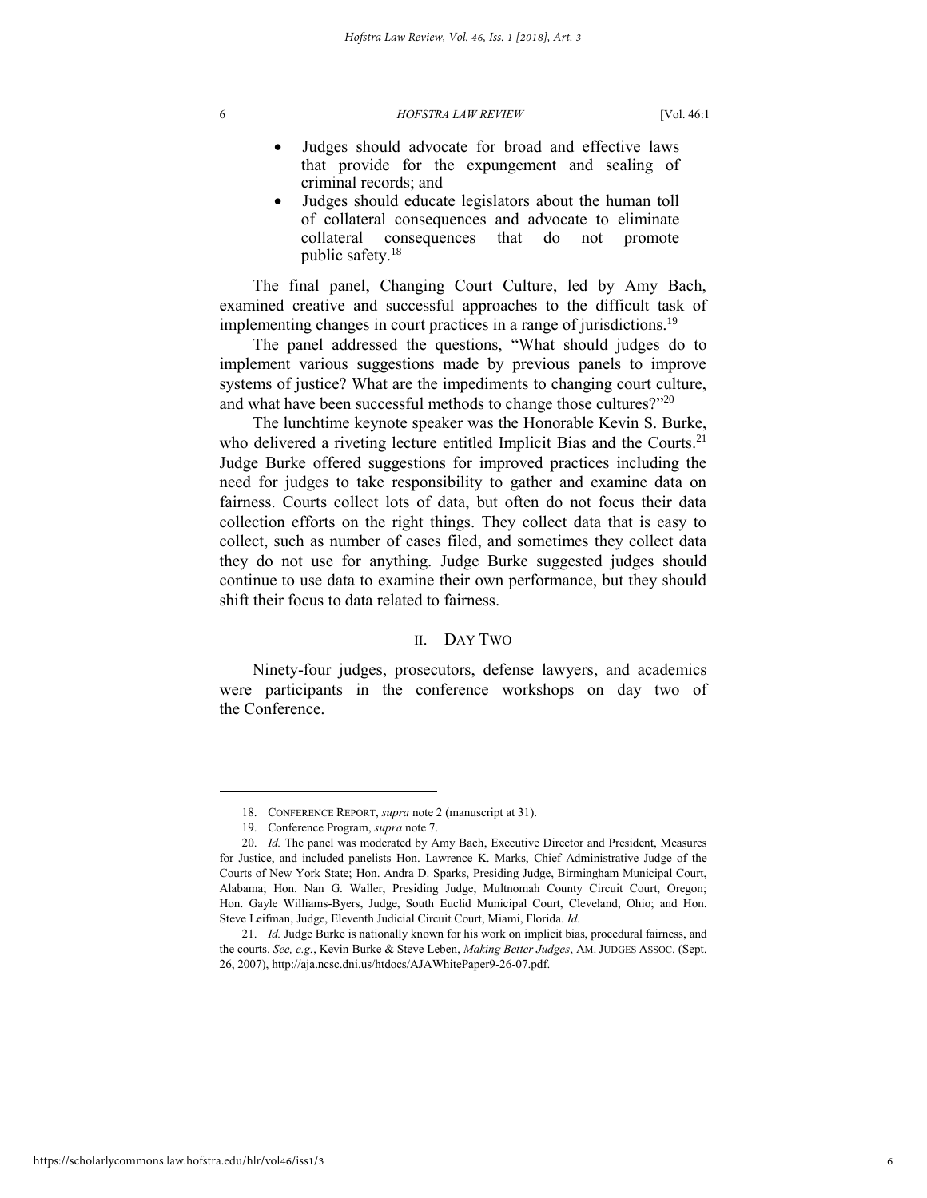- Judges should advocate for broad and effective laws that provide for the expungement and sealing of criminal records; and
- Judges should educate legislators about the human toll of collateral consequences and advocate to eliminate collateral consequences that do not promote public safety.[18]

The final panel, Changing Court Culture, led by Amy Bach, examined creative and successful approaches to the difficult task of implementing changes in court practices in a range of jurisdictions.[19]

The panel addressed the questions, "What should judges do to implement various suggestions made by previous panels to improve systems of justice? What are the impediments to changing court culture, and what have been successful methods to change those cultures?"[20]

The lunchtime keynote speaker was the Honorable Kevin S. Burke, who delivered a riveting lecture entitled Implicit Bias and the Courts.[21] Judge Burke offered suggestions for improved practices including the need for judges to take responsibility to gather and examine data on fairness. Courts collect lots of data, but often do not focus their data collection efforts on the right things. They collect data that is easy to collect, such as number of cases filed, and sometimes they collect data they do not use for anything. Judge Burke suggested judges should continue to use data to examine their own performance, but they should shift their focus to data related to fairness.

## II. DAY TWO

Ninety-four judges, prosecutors, defense lawyers, and academics were participants in the conference workshops on day two of the Conference.

---

18. CONFERENCE REPORT, *supra* note 2 (manuscript at 31).

19. Conference Program, *supra* note 7.

20. *Id.* The panel was moderated by Amy Bach, Executive Director and President, Measures for Justice, and included panelists Hon. Lawrence K. Marks, Chief Administrative Judge of the Courts of New York State; Hon. Andra D. Sparks, Presiding Judge, Birmingham Municipal Court, Alabama; Hon. Nan G. Waller, Presiding Judge, Multnomah County Circuit Court, Oregon; Hon. Gayle Williams-Byers, Judge, South Euclid Municipal Court, Cleveland, Ohio; and Hon. Steve Leifman, Judge, Eleventh Judicial Circuit Court, Miami, Florida. *Id.*

21. *Id.* Judge Burke is nationally known for his work on implicit bias, procedural fairness, and the courts. *See, e.g.*, Kevin Burke & Steve Leben, *Making Better Judges*, AM. JUDGES ASSOC. (Sept. 26, 2007), http://aja.ncsc.dni.us/htdocs/AJAWhitePaper9-26-07.pdf.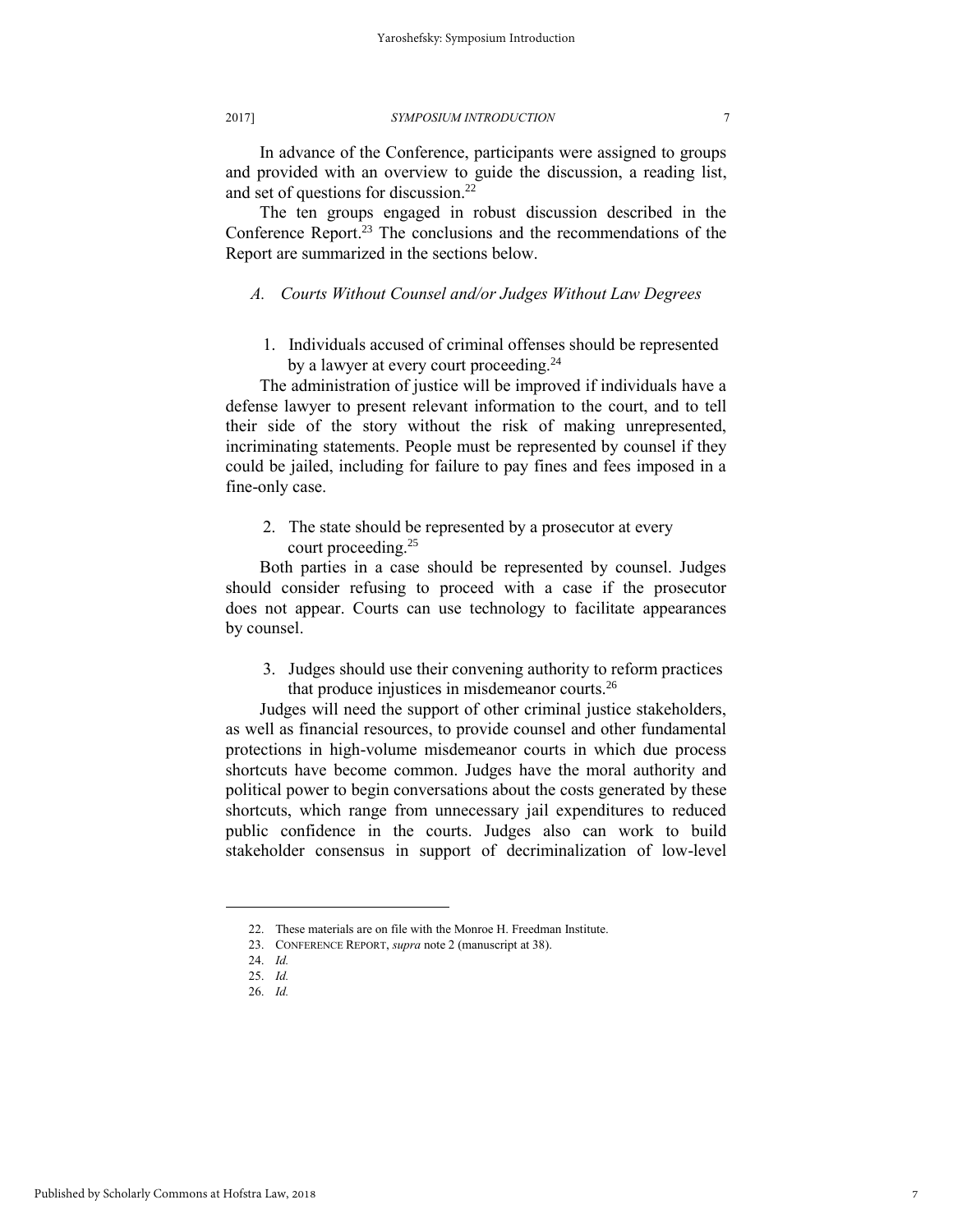In advance of the Conference, participants were assigned to groups and provided with an overview to guide the discussion, a reading list, and set of questions for discussion.[22]

The ten groups engaged in robust discussion described in the Conference Report.[23] The conclusions and the recommendations of the Report are summarized in the sections below.

### *A. Courts Without Counsel and/or Judges Without Law Degrees*

1. Individuals accused of criminal offenses should be represented by a lawyer at every court proceeding.[24]

The administration of justice will be improved if individuals have a defense lawyer to present relevant information to the court, and to tell their side of the story without the risk of making unrepresented, incriminating statements. People must be represented by counsel if they could be jailed, including for failure to pay fines and fees imposed in a fine-only case.

2. The state should be represented by a prosecutor at every court proceeding.[25]

Both parties in a case should be represented by counsel. Judges should consider refusing to proceed with a case if the prosecutor does not appear. Courts can use technology to facilitate appearances by counsel.

3. Judges should use their convening authority to reform practices that produce injustices in misdemeanor courts.[26]

Judges will need the support of other criminal justice stakeholders, as well as financial resources, to provide counsel and other fundamental protections in high-volume misdemeanor courts in which due process shortcuts have become common. Judges have the moral authority and political power to begin conversations about the costs generated by these shortcuts, which range from unnecessary jail expenditures to reduced public confidence in the courts. Judges also can work to build stakeholder consensus in support of decriminalization of low-level

---

22. These materials are on file with the Monroe H. Freedman Institute.

23. CONFERENCE REPORT, *supra* note 2 (manuscript at 38).

24. *Id.*

25. *Id.*

26. *Id.*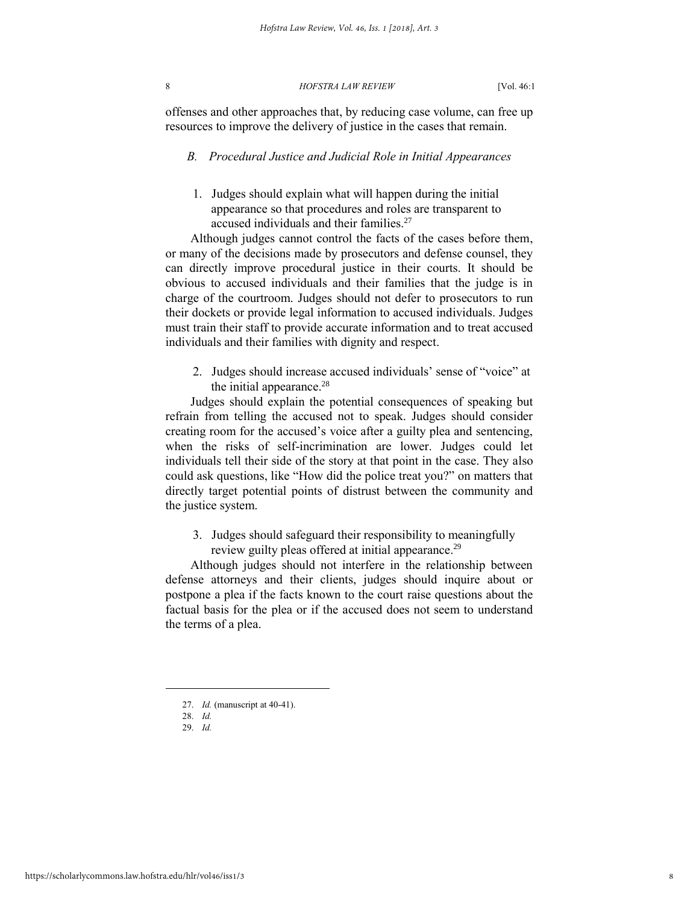offenses and other approaches that, by reducing case volume, can free up resources to improve the delivery of justice in the cases that remain.

### *B. Procedural Justice and Judicial Role in Initial Appearances*

1. Judges should explain what will happen during the initial appearance so that procedures and roles are transparent to accused individuals and their families.[27]

Although judges cannot control the facts of the cases before them, or many of the decisions made by prosecutors and defense counsel, they can directly improve procedural justice in their courts. It should be obvious to accused individuals and their families that the judge is in charge of the courtroom. Judges should not defer to prosecutors to run their dockets or provide legal information to accused individuals. Judges must train their staff to provide accurate information and to treat accused individuals and their families with dignity and respect.

2. Judges should increase accused individuals' sense of "voice" at the initial appearance.[28]

Judges should explain the potential consequences of speaking but refrain from telling the accused not to speak. Judges should consider creating room for the accused's voice after a guilty plea and sentencing, when the risks of self-incrimination are lower. Judges could let individuals tell their side of the story at that point in the case. They also could ask questions, like "How did the police treat you?" on matters that directly target potential points of distrust between the community and the justice system.

3. Judges should safeguard their responsibility to meaningfully review guilty pleas offered at initial appearance.[29]

Although judges should not interfere in the relationship between defense attorneys and their clients, judges should inquire about or postpone a plea if the facts known to the court raise questions about the factual basis for the plea or if the accused does not seem to understand the terms of a plea.

---

27. *Id.* (manuscript at 40-41).

28. *Id.*

29. *Id.*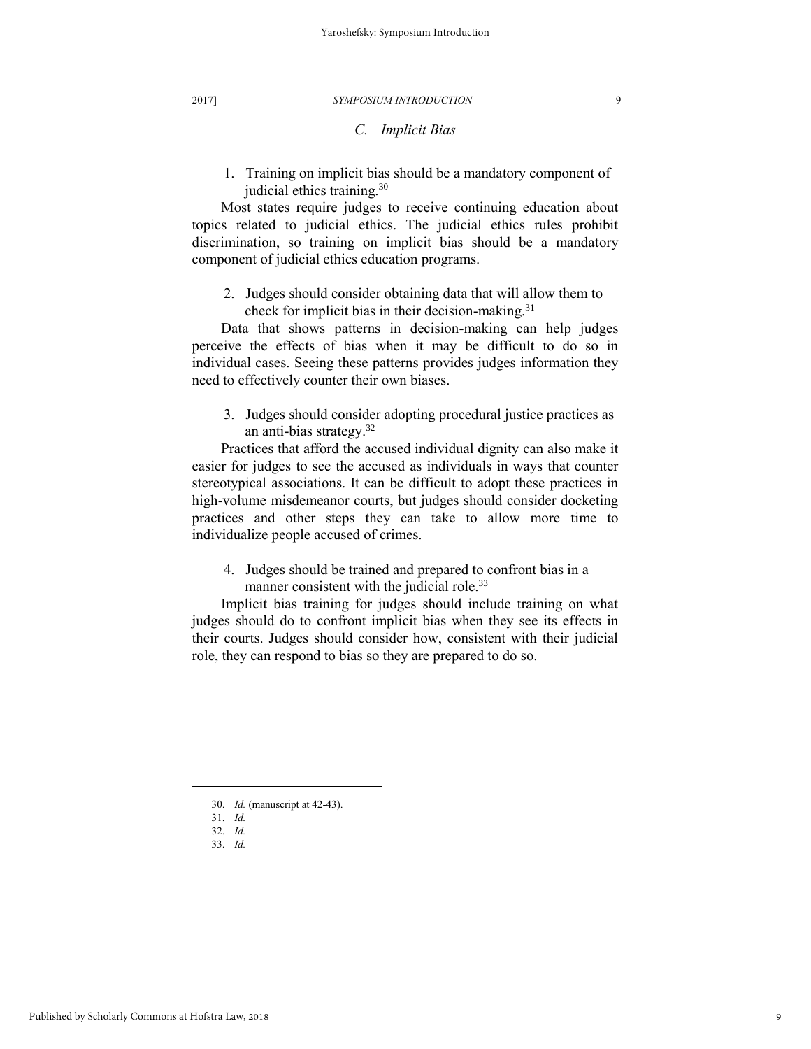### C. *Implicit Bias*

1. Training on implicit bias should be a mandatory component of judicial ethics training.[30]

Most states require judges to receive continuing education about topics related to judicial ethics. The judicial ethics rules prohibit discrimination, so training on implicit bias should be a mandatory component of judicial ethics education programs.

2. Judges should consider obtaining data that will allow them to check for implicit bias in their decision-making.[31]

Data that shows patterns in decision-making can help judges perceive the effects of bias when it may be difficult to do so in individual cases. Seeing these patterns provides judges information they need to effectively counter their own biases.

3. Judges should consider adopting procedural justice practices as an anti-bias strategy.[32]

Practices that afford the accused individual dignity can also make it easier for judges to see the accused as individuals in ways that counter stereotypical associations. It can be difficult to adopt these practices in high-volume misdemeanor courts, but judges should consider docketing practices and other steps they can take to allow more time to individualize people accused of crimes.

4. Judges should be trained and prepared to confront bias in a manner consistent with the judicial role.[33]

Implicit bias training for judges should include training on what judges should do to confront implicit bias when they see its effects in their courts. Judges should consider how, consistent with their judicial role, they can respond to bias so they are prepared to do so.

---

30. *Id.* (manuscript at 42-43).
31. *Id.*
32. *Id.*
33. *Id.*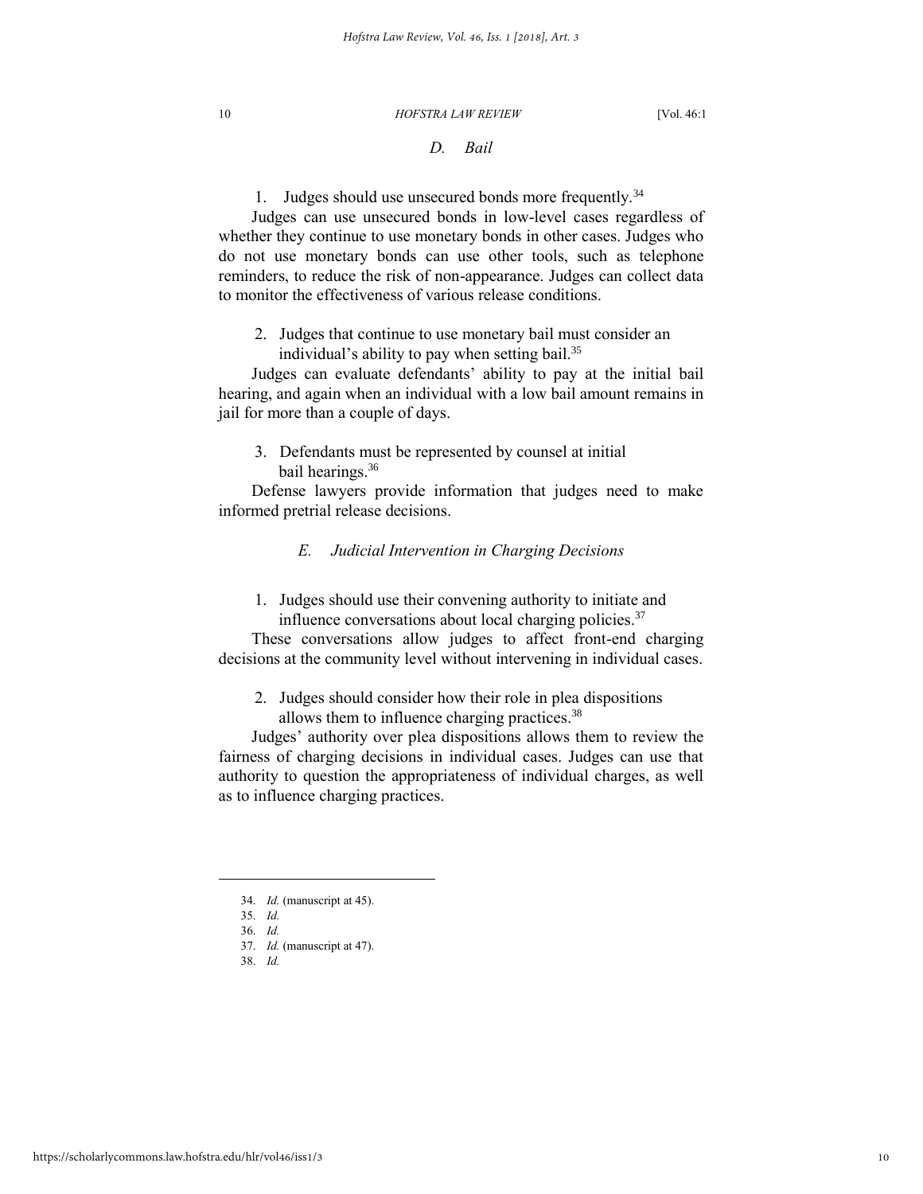### *D. Bail*

1. Judges should use unsecured bonds more frequently.[34]

Judges can use unsecured bonds in low-level cases regardless of whether they continue to use monetary bonds in other cases. Judges who do not use monetary bonds can use other tools, such as telephone reminders, to reduce the risk of non-appearance. Judges can collect data to monitor the effectiveness of various release conditions.

2. Judges that continue to use monetary bail must consider an individual's ability to pay when setting bail.[35]

Judges can evaluate defendants' ability to pay at the initial bail hearing, and again when an individual with a low bail amount remains in jail for more than a couple of days.

3. Defendants must be represented by counsel at initial bail hearings.[36]

Defense lawyers provide information that judges need to make informed pretrial release decisions.

### *E. Judicial Intervention in Charging Decisions*

1. Judges should use their convening authority to initiate and influence conversations about local charging policies.[37]

These conversations allow judges to affect front-end charging decisions at the community level without intervening in individual cases.

2. Judges should consider how their role in plea dispositions allows them to influence charging practices.[38]

Judges' authority over plea dispositions allows them to review the fairness of charging decisions in individual cases. Judges can use that authority to question the appropriateness of individual charges, as well as to influence charging practices.

---

34. *Id.* (manuscript at 45).

35. *Id.*

36. *Id.*

37. *Id.* (manuscript at 47).

38. *Id.*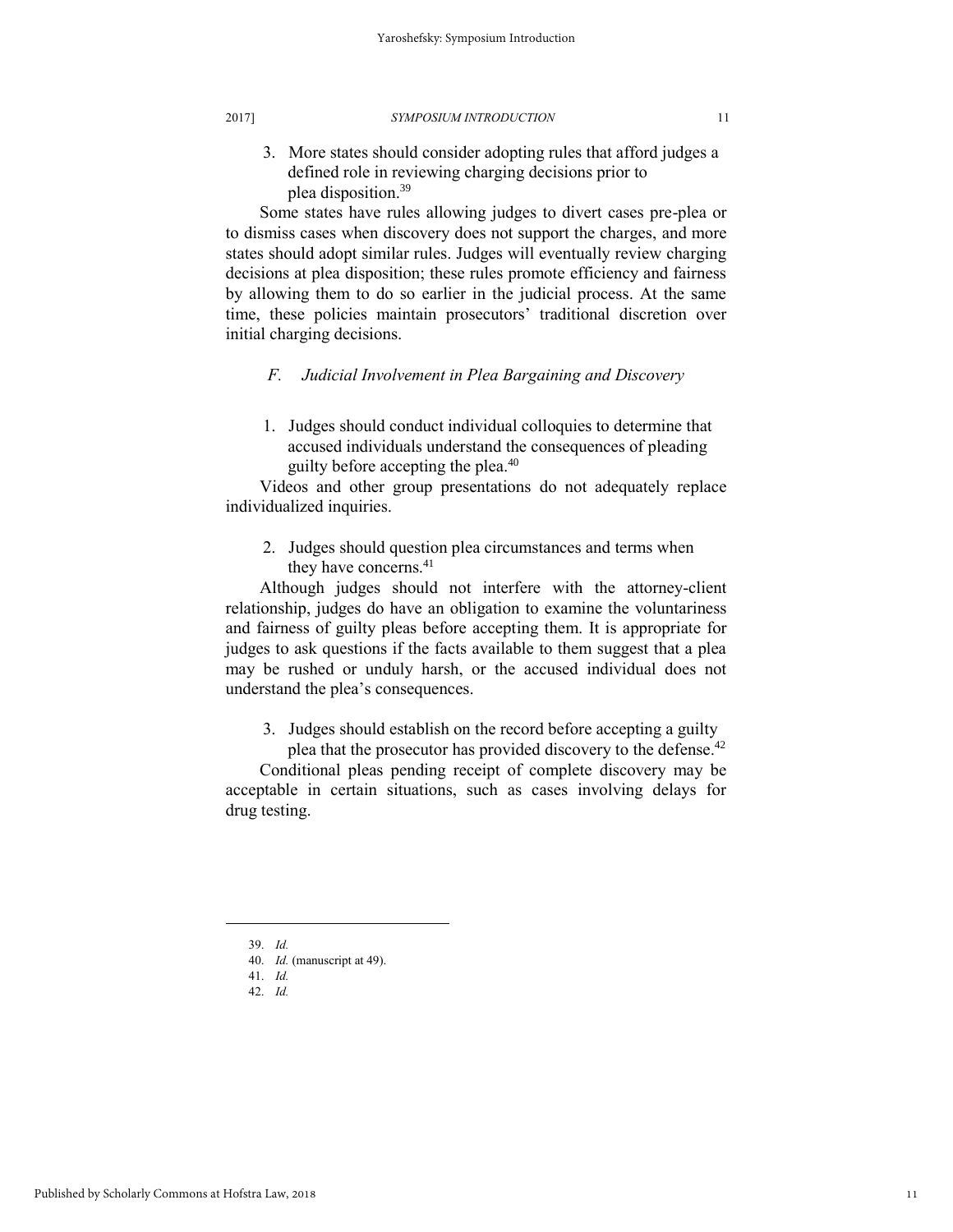3. More states should consider adopting rules that afford judges a defined role in reviewing charging decisions prior to plea disposition.[39]

Some states have rules allowing judges to divert cases pre-plea or to dismiss cases when discovery does not support the charges, and more states should adopt similar rules. Judges will eventually review charging decisions at plea disposition; these rules promote efficiency and fairness by allowing them to do so earlier in the judicial process. At the same time, these policies maintain prosecutors' traditional discretion over initial charging decisions.

### *F. Judicial Involvement in Plea Bargaining and Discovery*

1. Judges should conduct individual colloquies to determine that accused individuals understand the consequences of pleading guilty before accepting the plea.[40]

Videos and other group presentations do not adequately replace individualized inquiries.

2. Judges should question plea circumstances and terms when they have concerns.[41]

Although judges should not interfere with the attorney-client relationship, judges do have an obligation to examine the voluntariness and fairness of guilty pleas before accepting them. It is appropriate for judges to ask questions if the facts available to them suggest that a plea may be rushed or unduly harsh, or the accused individual does not understand the plea's consequences.

3. Judges should establish on the record before accepting a guilty plea that the prosecutor has provided discovery to the defense.[42]

Conditional pleas pending receipt of complete discovery may be acceptable in certain situations, such as cases involving delays for drug testing.

---

39. *Id.*
40. *Id.* (manuscript at 49).
41. *Id.*
42. *Id.*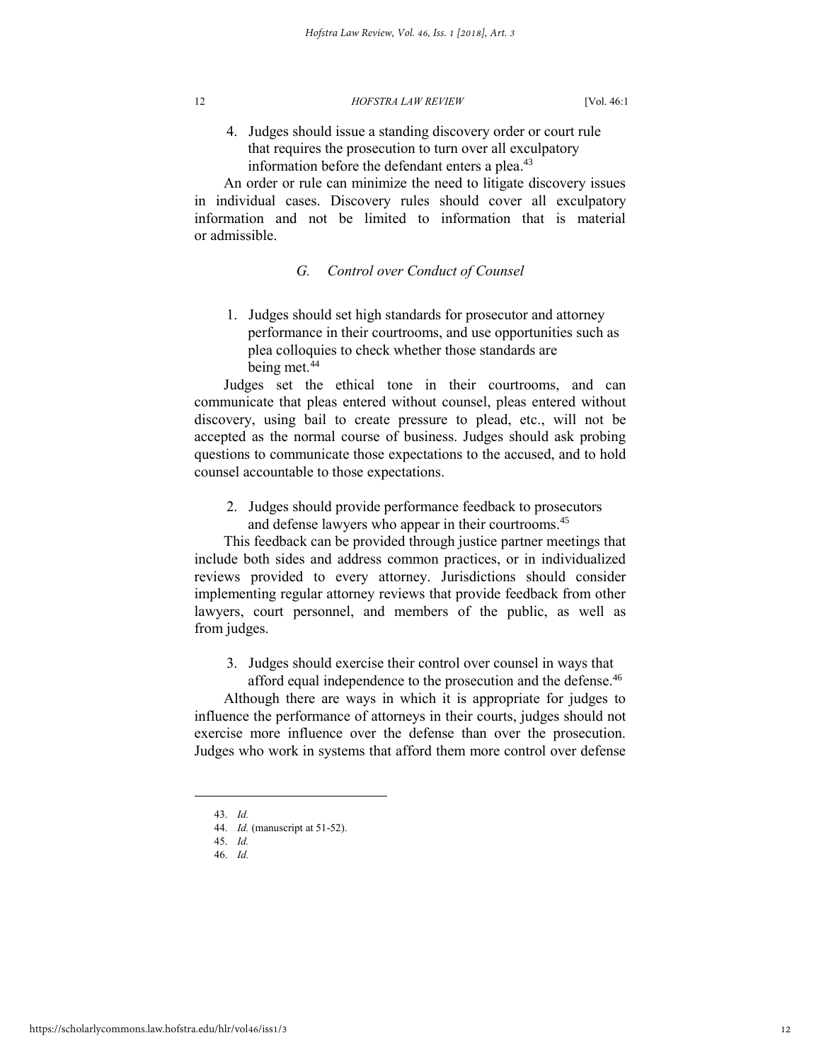4. Judges should issue a standing discovery order or court rule that requires the prosecution to turn over all exculpatory information before the defendant enters a plea.[43]

An order or rule can minimize the need to litigate discovery issues in individual cases. Discovery rules should cover all exculpatory information and not be limited to information that is material or admissible.

### *G. Control over Conduct of Counsel*

1. Judges should set high standards for prosecutor and attorney performance in their courtrooms, and use opportunities such as plea colloquies to check whether those standards are being met.[44]

Judges set the ethical tone in their courtrooms, and can communicate that pleas entered without counsel, pleas entered without discovery, using bail to create pressure to plead, etc., will not be accepted as the normal course of business. Judges should ask probing questions to communicate those expectations to the accused, and to hold counsel accountable to those expectations.

2. Judges should provide performance feedback to prosecutors and defense lawyers who appear in their courtrooms.[45]

This feedback can be provided through justice partner meetings that include both sides and address common practices, or in individualized reviews provided to every attorney. Jurisdictions should consider implementing regular attorney reviews that provide feedback from other lawyers, court personnel, and members of the public, as well as from judges.

3. Judges should exercise their control over counsel in ways that afford equal independence to the prosecution and the defense.[46]

Although there are ways in which it is appropriate for judges to influence the performance of attorneys in their courts, judges should not exercise more influence over the defense than over the prosecution. Judges who work in systems that afford them more control over defense

---

43. *Id.*
44. *Id.* (manuscript at 51-52).
45. *Id.*
46. *Id.*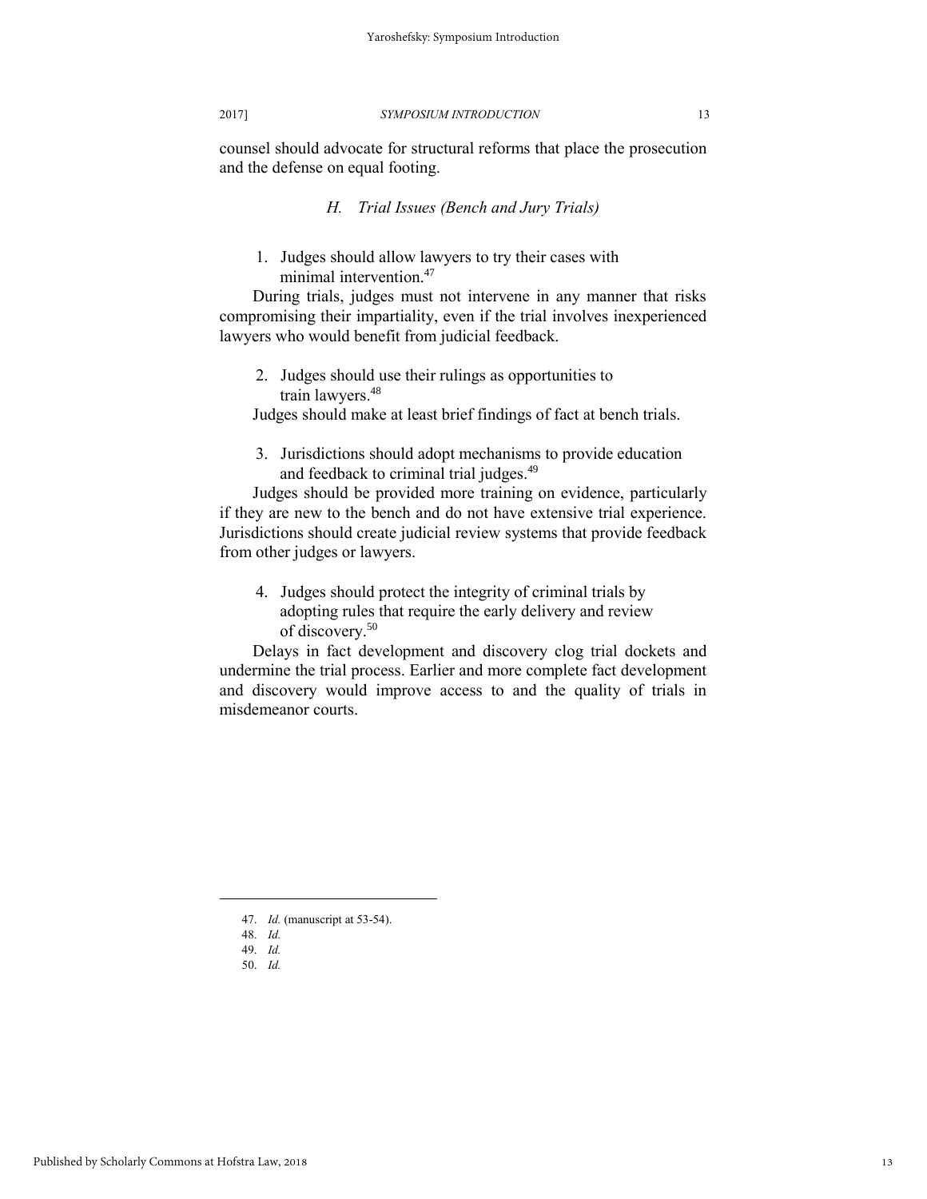counsel should advocate for structural reforms that place the prosecution and the defense on equal footing.

### *H. Trial Issues (Bench and Jury Trials)*

1. Judges should allow lawyers to try their cases with minimal intervention.[47]

During trials, judges must not intervene in any manner that risks compromising their impartiality, even if the trial involves inexperienced lawyers who would benefit from judicial feedback.

2. Judges should use their rulings as opportunities to train lawyers.[48]

Judges should make at least brief findings of fact at bench trials.

3. Jurisdictions should adopt mechanisms to provide education and feedback to criminal trial judges.[49]

Judges should be provided more training on evidence, particularly if they are new to the bench and do not have extensive trial experience. Jurisdictions should create judicial review systems that provide feedback from other judges or lawyers.

4. Judges should protect the integrity of criminal trials by adopting rules that require the early delivery and review of discovery.[50]

Delays in fact development and discovery clog trial dockets and undermine the trial process. Earlier and more complete fact development and discovery would improve access to and the quality of trials in misdemeanor courts.

---

47. *Id.* (manuscript at 53-54).
48. *Id.*
49. *Id.*
50. *Id.*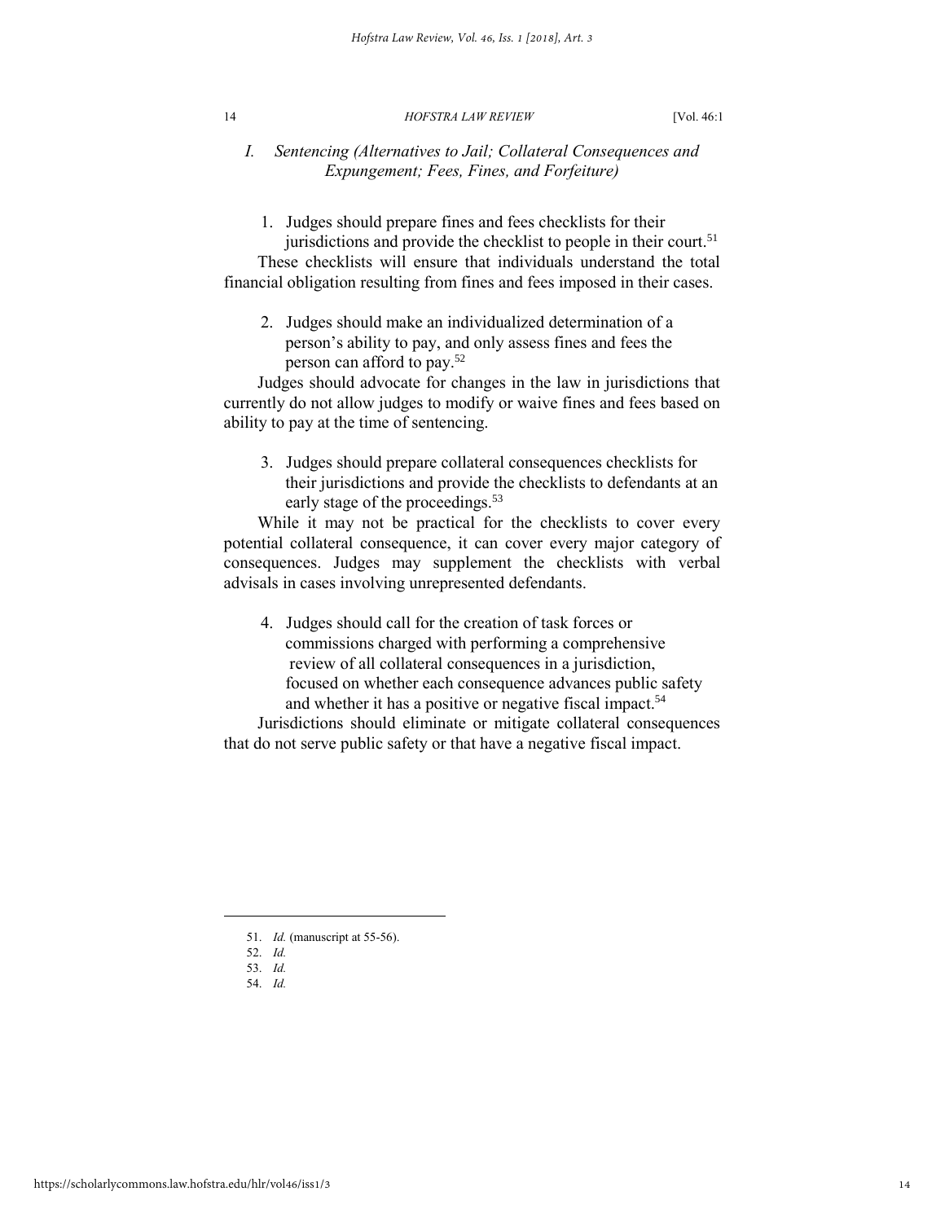## I. *Sentencing (Alternatives to Jail; Collateral Consequences and Expungement; Fees, Fines, and Forfeiture)*

1. Judges should prepare fines and fees checklists for their jurisdictions and provide the checklist to people in their court.[51]

These checklists will ensure that individuals understand the total financial obligation resulting from fines and fees imposed in their cases.

2. Judges should make an individualized determination of a person's ability to pay, and only assess fines and fees the person can afford to pay.[52]

Judges should advocate for changes in the law in jurisdictions that currently do not allow judges to modify or waive fines and fees based on ability to pay at the time of sentencing.

3. Judges should prepare collateral consequences checklists for their jurisdictions and provide the checklists to defendants at an early stage of the proceedings.[53]

While it may not be practical for the checklists to cover every potential collateral consequence, it can cover every major category of consequences. Judges may supplement the checklists with verbal advisals in cases involving unrepresented defendants.

4. Judges should call for the creation of task forces or commissions charged with performing a comprehensive review of all collateral consequences in a jurisdiction, focused on whether each consequence advances public safety and whether it has a positive or negative fiscal impact.[54]

Jurisdictions should eliminate or mitigate collateral consequences that do not serve public safety or that have a negative fiscal impact.

---

51. *Id.* (manuscript at 55-56).
52. *Id.*
53. *Id.*
54. *Id.*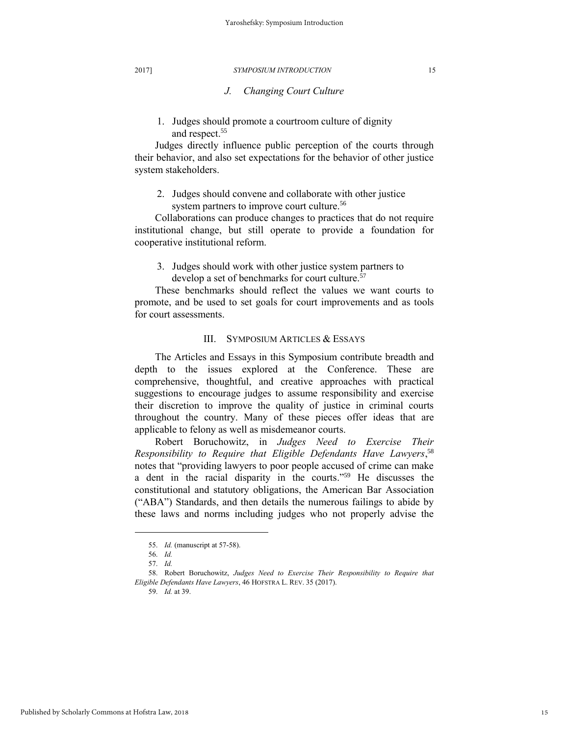### *J. Changing Court Culture*

1. Judges should promote a courtroom culture of dignity and respect.[55]

Judges directly influence public perception of the courts through their behavior, and also set expectations for the behavior of other justice system stakeholders.

2. Judges should convene and collaborate with other justice system partners to improve court culture.[56]

Collaborations can produce changes to practices that do not require institutional change, but still operate to provide a foundation for cooperative institutional reform.

3. Judges should work with other justice system partners to develop a set of benchmarks for court culture.[57]

These benchmarks should reflect the values we want courts to promote, and be used to set goals for court improvements and as tools for court assessments.

## III. SYMPOSIUM ARTICLES & ESSAYS

The Articles and Essays in this Symposium contribute breadth and depth to the issues explored at the Conference. These are comprehensive, thoughtful, and creative approaches with practical suggestions to encourage judges to assume responsibility and exercise their discretion to improve the quality of justice in criminal courts throughout the country. Many of these pieces offer ideas that are applicable to felony as well as misdemeanor courts.

Robert Boruchowitz, in *Judges Need to Exercise Their Responsibility to Require that Eligible Defendants Have Lawyers*,[58] notes that "providing lawyers to poor people accused of crime can make a dent in the racial disparity in the courts."[59] He discusses the constitutional and statutory obligations, the American Bar Association ("ABA") Standards, and then details the numerous failings to abide by these laws and norms including judges who not properly advise the

---

55. *Id.* (manuscript at 57-58).

56. *Id.*

57. *Id.*

58. Robert Boruchowitz, *Judges Need to Exercise Their Responsibility to Require that Eligible Defendants Have Lawyers*, 46 HOFSTRA L. REV. 35 (2017).

59. *Id.* at 39.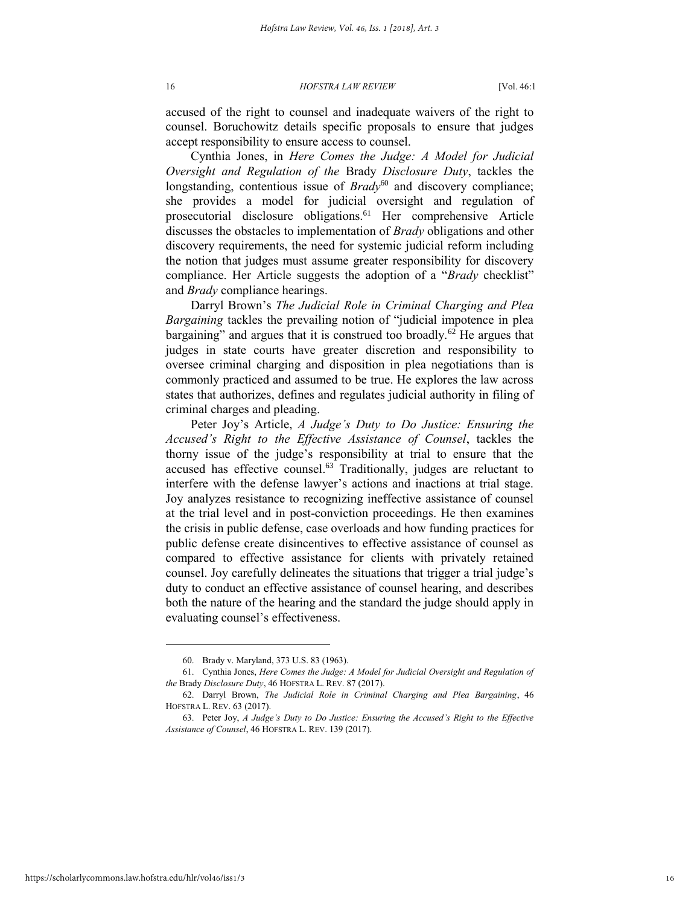accused of the right to counsel and inadequate waivers of the right to counsel. Boruchowitz details specific proposals to ensure that judges accept responsibility to ensure access to counsel.

Cynthia Jones, in *Here Comes the Judge: A Model for Judicial Oversight and Regulation of the* Brady *Disclosure Duty*, tackles the longstanding, contentious issue of *Brady*[60] and discovery compliance; she provides a model for judicial oversight and regulation of prosecutorial disclosure obligations.[61] Her comprehensive Article discusses the obstacles to implementation of *Brady* obligations and other discovery requirements, the need for systemic judicial reform including the notion that judges must assume greater responsibility for discovery compliance. Her Article suggests the adoption of a "*Brady* checklist" and *Brady* compliance hearings.

Darryl Brown's *The Judicial Role in Criminal Charging and Plea Bargaining* tackles the prevailing notion of "judicial impotence in plea bargaining" and argues that it is construed too broadly.[62] He argues that judges in state courts have greater discretion and responsibility to oversee criminal charging and disposition in plea negotiations than is commonly practiced and assumed to be true. He explores the law across states that authorizes, defines and regulates judicial authority in filing of criminal charges and pleading.

Peter Joy's Article, *A Judge's Duty to Do Justice: Ensuring the Accused's Right to the Effective Assistance of Counsel*, tackles the thorny issue of the judge's responsibility at trial to ensure that the accused has effective counsel.[63] Traditionally, judges are reluctant to interfere with the defense lawyer's actions and inactions at trial stage. Joy analyzes resistance to recognizing ineffective assistance of counsel at the trial level and in post-conviction proceedings. He then examines the crisis in public defense, case overloads and how funding practices for public defense create disincentives to effective assistance of counsel as compared to effective assistance for clients with privately retained counsel. Joy carefully delineates the situations that trigger a trial judge's duty to conduct an effective assistance of counsel hearing, and describes both the nature of the hearing and the standard the judge should apply in evaluating counsel's effectiveness.

---

60. Brady v. Maryland, 373 U.S. 83 (1963).

61. Cynthia Jones, *Here Comes the Judge: A Model for Judicial Oversight and Regulation of the* Brady *Disclosure Duty*, 46 HOFSTRA L. REV. 87 (2017).

62. Darryl Brown, *The Judicial Role in Criminal Charging and Plea Bargaining*, 46 HOFSTRA L. REV. 63 (2017).

63. Peter Joy, *A Judge's Duty to Do Justice: Ensuring the Accused's Right to the Effective Assistance of Counsel*, 46 HOFSTRA L. REV. 139 (2017).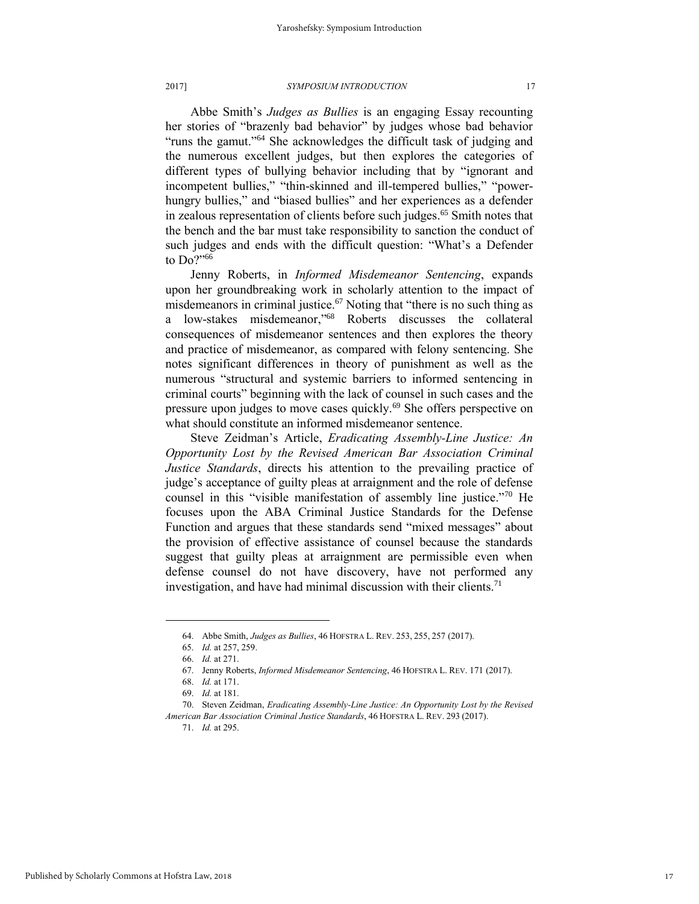Abbe Smith's *Judges as Bullies* is an engaging Essay recounting her stories of "brazenly bad behavior" by judges whose bad behavior "runs the gamut."[64] She acknowledges the difficult task of judging and the numerous excellent judges, but then explores the categories of different types of bullying behavior including that by "ignorant and incompetent bullies," "thin-skinned and ill-tempered bullies," "power-hungry bullies," and "biased bullies" and her experiences as a defender in zealous representation of clients before such judges.[65] Smith notes that the bench and the bar must take responsibility to sanction the conduct of such judges and ends with the difficult question: "What's a Defender to Do?"[66]

Jenny Roberts, in *Informed Misdemeanor Sentencing*, expands upon her groundbreaking work in scholarly attention to the impact of misdemeanors in criminal justice.[67] Noting that "there is no such thing as a low-stakes misdemeanor,"[68] Roberts discusses the collateral consequences of misdemeanor sentences and then explores the theory and practice of misdemeanor, as compared with felony sentencing. She notes significant differences in theory of punishment as well as the numerous "structural and systemic barriers to informed sentencing in criminal courts" beginning with the lack of counsel in such cases and the pressure upon judges to move cases quickly.[69] She offers perspective on what should constitute an informed misdemeanor sentence.

Steve Zeidman's Article, *Eradicating Assembly-Line Justice: An Opportunity Lost by the Revised American Bar Association Criminal Justice Standards*, directs his attention to the prevailing practice of judge's acceptance of guilty pleas at arraignment and the role of defense counsel in this "visible manifestation of assembly line justice."[70] He focuses upon the ABA Criminal Justice Standards for the Defense Function and argues that these standards send "mixed messages" about the provision of effective assistance of counsel because the standards suggest that guilty pleas at arraignment are permissible even when defense counsel do not have discovery, have not performed any investigation, and have had minimal discussion with their clients.[71]

---

64. Abbe Smith, *Judges as Bullies*, 46 HOFSTRA L. REV. 253, 255, 257 (2017).

65. *Id.* at 257, 259.

66. *Id.* at 271.

67. Jenny Roberts, *Informed Misdemeanor Sentencing*, 46 HOFSTRA L. REV. 171 (2017).

68. *Id.* at 171.

69. *Id.* at 181.

70. Steven Zeidman, *Eradicating Assembly-Line Justice: An Opportunity Lost by the Revised American Bar Association Criminal Justice Standards*, 46 HOFSTRA L. REV. 293 (2017).

71. *Id.* at 295.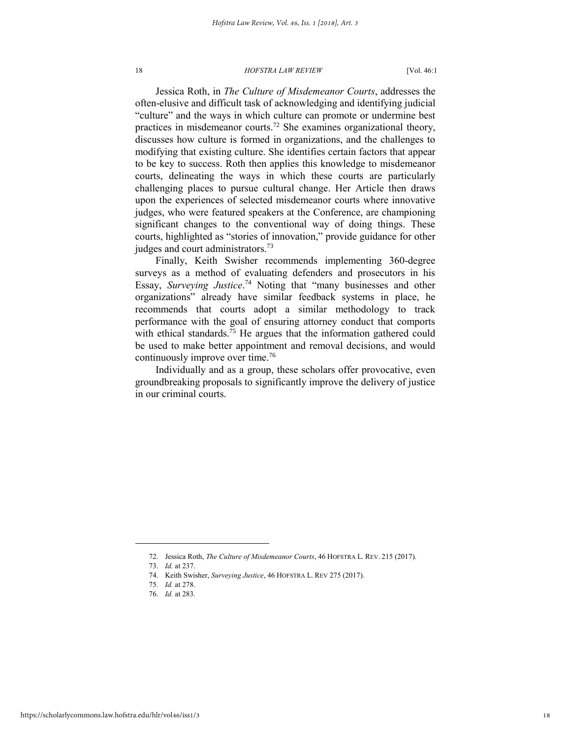Jessica Roth, in *The Culture of Misdemeanor Courts*, addresses the often-elusive and difficult task of acknowledging and identifying judicial "culture" and the ways in which culture can promote or undermine best practices in misdemeanor courts.[72] She examines organizational theory, discusses how culture is formed in organizations, and the challenges to modifying that existing culture. She identifies certain factors that appear to be key to success. Roth then applies this knowledge to misdemeanor courts, delineating the ways in which these courts are particularly challenging places to pursue cultural change. Her Article then draws upon the experiences of selected misdemeanor courts where innovative judges, who were featured speakers at the Conference, are championing significant changes to the conventional way of doing things. These courts, highlighted as "stories of innovation," provide guidance for other judges and court administrators.[73]

Finally, Keith Swisher recommends implementing 360-degree surveys as a method of evaluating defenders and prosecutors in his Essay, *Surveying Justice*.[74] Noting that "many businesses and other organizations" already have similar feedback systems in place, he recommends that courts adopt a similar methodology to track performance with the goal of ensuring attorney conduct that comports with ethical standards.[75] He argues that the information gathered could be used to make better appointment and removal decisions, and would continuously improve over time.[76]

Individually and as a group, these scholars offer provocative, even groundbreaking proposals to significantly improve the delivery of justice in our criminal courts.

---

72. Jessica Roth, *The Culture of Misdemeanor Courts*, 46 HOFSTRA L. REV. 215 (2017).

73. *Id.* at 237.

74. Keith Swisher, *Surveying Justice*, 46 HOFSTRA L. REV 275 (2017).

75. *Id.* at 278.

76. *Id.* at 283.